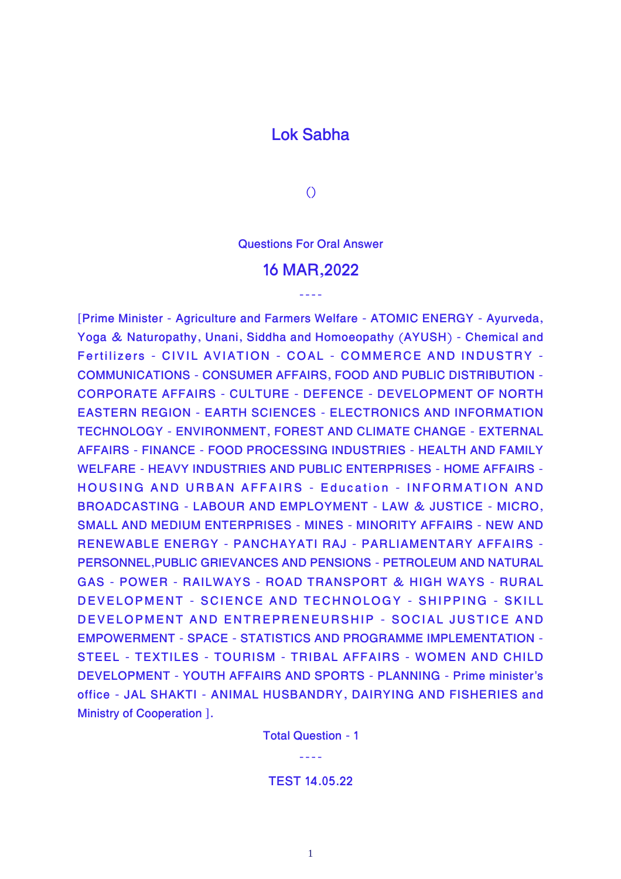# Lok Sabha

()

Questions For Oral Answer

## 16 MAR,2022

----

[Prime Minister - Agriculture and Farmers Welfare - ATOMIC ENERGY - Ayurveda, Yoga & Naturopathy, Unani, Siddha and Homoeopathy (AYUSH) - Chemical and Fertilizers - CIVIL AVIATION - COAL - COMMERCE AND INDUSTRY - COMMUNICATIONS - CONSUMER AFFAIRS, FOOD AND PUBLIC DISTRIBUTION - CORPORATE AFFAIRS - CULTURE - DEFENCE - DEVELOPMENT OF NORTH EASTERN REGION - EARTH SCIENCES - ELECTRONICS AND INFORMATION TECHNOLOGY - ENVIRONMENT, FOREST AND CLIMATE CHANGE - EXTERNAL AFFAIRS - FINANCE - FOOD PROCESSING INDUSTRIES - HEALTH AND FAMILY WELFARE - HEAVY INDUSTRIES AND PUBLIC ENTERPRISES - HOME AFFAIRS - HOUSING AND URBAN AFFAIRS - Education - INFORMATION AND BROADCASTING - LABOUR AND EMPLOYMENT - LAW & JUSTICE - MICRO, SMALL AND MEDIUM ENTERPRISES - MINES - MINORITY AFFAIRS - NEW AND RENEWABLE ENERGY - PANCHAYATI RAJ - PARLIAMENTARY AFFAIRS - PERSONNEL,PUBLIC GRIEVANCES AND PENSIONS - PETROLEUM AND NATURAL GAS - POWER - RAILWAYS - ROAD TRANSPORT & HIGH WAYS - RURAL DEVELOPMENT - SCIENCE AND TECHNOLOGY - SHIPPING - SKILL DEVELOPMENT AND ENTREPRENEURSHIP - SOCIAL JUSTICE AND EMPOWERMENT - SPACE - STATISTICS AND PROGRAMME IMPLEMENTATION - STEEL - TEXTILES - TOURISM - TRIBAL AFFAIRS - WOMEN AND CHILD DEVELOPMENT - YOUTH AFFAIRS AND SPORTS - PLANNING - Prime minister's office - JAL SHAKTI - ANIMAL HUSBANDRY, DAIRYING AND FISHERIES and Ministry of Cooperation ].

Total Question - 1

----

TEST 14.05.22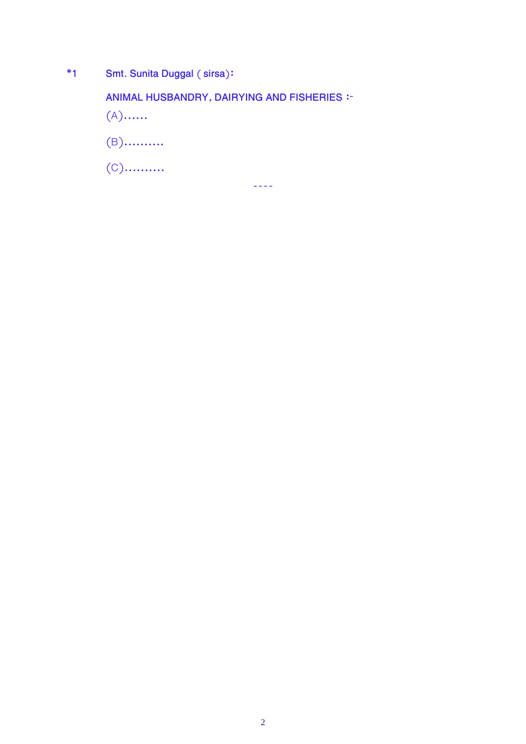*1 Smt. Sunita Duggal ( sirsa):

ANIMAL HUSBANDRY, DAIRYING AND FISHERIES :-

(A)……

(B)……….

(C)……….

----